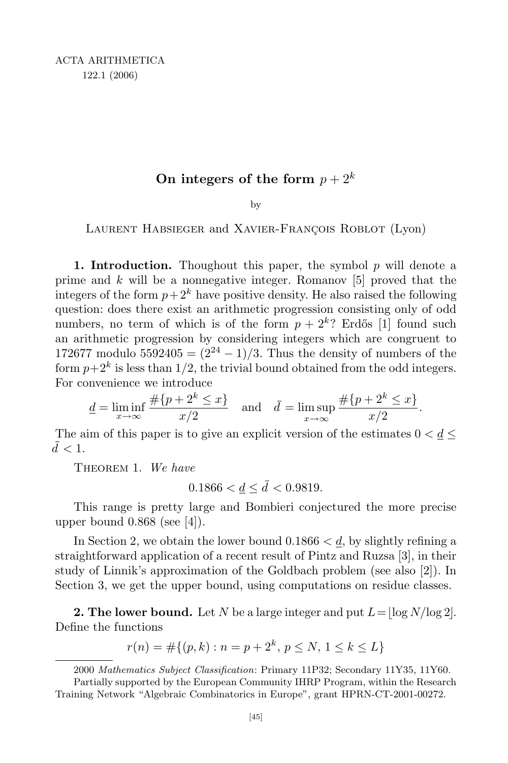ACTA ARITHMETICA
122.1 (2006)

# On integers of the form $p + 2^k$

by

Laurent Habsieger and Xavier-François Roblot (Lyon)

**1. Introduction.** Thoughout this paper, the symbol $p$ will denote a prime and $k$ will be a nonnegative integer. Romanov [5] proved that the integers of the form $p+2^k$ have positive density. He also raised the following question: does there exist an arithmetic progression consisting only of odd numbers, no term of which is of the form $p + 2^k$? Erdős [1] found such an arithmetic progression by considering integers which are congruent to 172677 modulo $5592405 = (2^{24} - 1)/3$. Thus the density of numbers of the form $p+2^k$ is less than $1/2$, the trivial bound obtained from the odd integers. For convenience we introduce

$$\underline{d} = \liminf_{x\to\infty} \frac{\#\{p + 2^k \le x\}}{x/2} \quad \text{and} \quad \bar{d} = \limsup_{x\to\infty} \frac{\#\{p + 2^k \le x\}}{x/2}.$$

The aim of this paper is to give an explicit version of the estimates $0 < \underline{d} \le \bar{d} < 1$.

Theorem 1. *We have*

$$0.1866 < \underline{d} \le \bar{d} < 0.9819.$$

This range is pretty large and Bombieri conjectured the more precise upper bound 0.868 (see [4]).

In Section 2, we obtain the lower bound $0.1866 < \underline{d}$, by slightly refining a straightforward application of a recent result of Pintz and Ruzsa [3], in their study of Linnik's approximation of the Goldbach problem (see also [2]). In Section 3, we get the upper bound, using computations on residue classes.

**2. The lower bound.** Let $N$ be a large integer and put $L = \lfloor \log N/\log 2 \rfloor$. Define the functions

$$r(n) = \#\{(p, k) : n = p + 2^k,\ p \le N,\ 1 \le k \le L\}$$

2000 *Mathematics Subject Classification*: Primary 11P32; Secondary 11Y35, 11Y60.

Partially supported by the European Community IHRP Program, within the Research Training Network "Algebraic Combinatorics in Europe", grant HPRN-CT-2001-00272.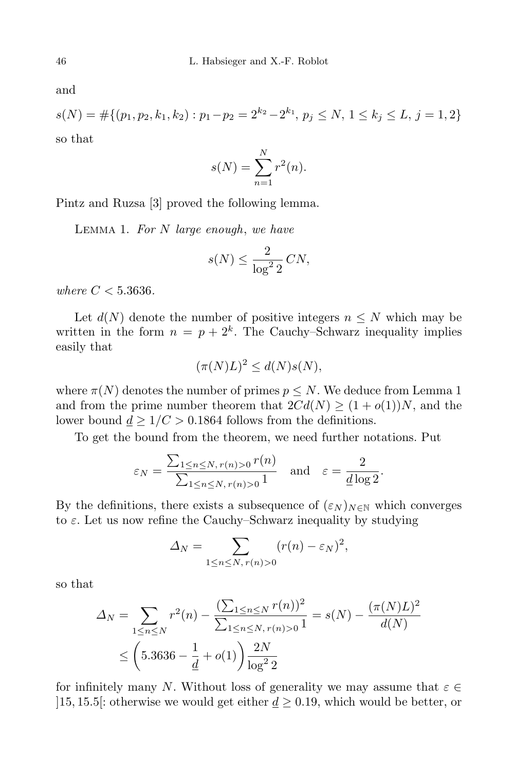and

$$s(N) = \#\{(p_1, p_2, k_1, k_2) : p_1 - p_2 = 2^{k_2} - 2^{k_1},\ p_j \le N,\ 1 \le k_j \le L,\ j = 1, 2\}$$

so that

$$s(N) = \sum_{n=1}^{N} r^2(n).$$

Pintz and Ruzsa [3] proved the following lemma.

Lemma 1. *For $N$ large enough, we have*

$$s(N) \le \frac{2}{\log^2 2}\, CN,$$

*where $C < 5.3636$.*

Let $d(N)$ denote the number of positive integers $n \le N$ which may be written in the form $n = p + 2^k$. The Cauchy–Schwarz inequality implies easily that

$$(\pi(N)L)^2 \le d(N)s(N),$$

where $\pi(N)$ denotes the number of primes $p \le N$. We deduce from Lemma 1 and from the prime number theorem that $2Cd(N) \ge (1 + o(1))N$, and the lower bound $\underline{d} \ge 1/C > 0.1864$ follows from the definitions.

To get the bound from the theorem, we need further notations. Put

$$\varepsilon_N = \frac{\sum_{1 \le n \le N,\, r(n)>0} r(n)}{\sum_{1 \le n \le N,\, r(n)>0} 1} \quad \text{and} \quad \varepsilon = \frac{2}{\underline{d} \log 2}.$$

By the definitions, there exists a subsequence of $(\varepsilon_N)_{N \in \mathbb{N}}$ which converges to $\varepsilon$. Let us now refine the Cauchy–Schwarz inequality by studying

$$\Delta_N = \sum_{1 \le n \le N,\, r(n)>0} (r(n) - \varepsilon_N)^2,$$

so that

$$\begin{aligned}
\Delta_N &= \sum_{1 \le n \le N} r^2(n) - \frac{(\sum_{1 \le n \le N} r(n))^2}{\sum_{1 \le n \le N,\, r(n)>0} 1} = s(N) - \frac{(\pi(N)L)^2}{d(N)} \\
&\le \left(5.3636 - \frac{1}{\underline{d}} + o(1)\right) \frac{2N}{\log^2 2}
\end{aligned}$$

for infinitely many $N$. Without loss of generality we may assume that $\varepsilon \in\, ]15, 15.5[$: otherwise we would get either $\underline{d} \ge 0.19$, which would be better, or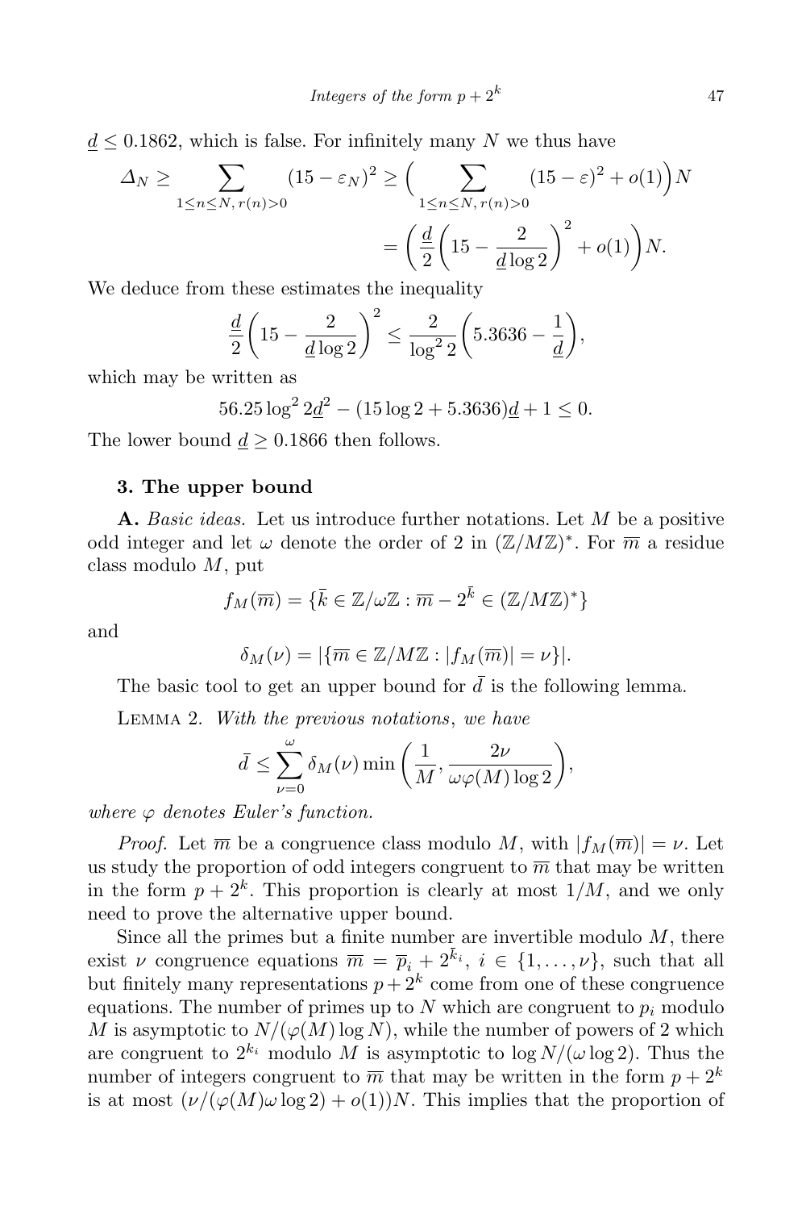$\underline{d} \le 0.1862$, which is false. For infinitely many $N$ we thus have

$$\Delta_N \ge \sum_{1 \le n \le N,\, r(n)>0} (15-\varepsilon_N)^2 \ge \Big(\sum_{1 \le n \le N,\, r(n)>0} (15-\varepsilon)^2 + o(1)\Big)N$$
$$= \bigg(\frac{\underline{d}}{2}\bigg(15 - \frac{2}{\underline{d}\log 2}\bigg)^2 + o(1)\bigg)N.$$

We deduce from these estimates the inequality

$$\frac{\underline{d}}{2}\bigg(15 - \frac{2}{\underline{d}\log 2}\bigg)^2 \le \frac{2}{\log^2 2}\bigg(5.3636 - \frac{1}{\underline{d}}\bigg),$$

which may be written as

$$56.25\log^2 2\underline{d}^2 - (15\log 2 + 5.3636)\underline{d} + 1 \le 0.$$

The lower bound $\underline{d} \ge 0.1866$ then follows.

## 3. The upper bound

**A.** *Basic ideas.* Let us introduce further notations. Let $M$ be a positive odd integer and let $\omega$ denote the order of 2 in $(\mathbb{Z}/M\mathbb{Z})^*$. For $\overline{m}$ a residue class modulo $M$, put

$$f_M(\overline{m}) = \{\bar{k} \in \mathbb{Z}/\omega\mathbb{Z} : \overline{m} - 2^{\bar{k}} \in (\mathbb{Z}/M\mathbb{Z})^*\}$$

and

$$\delta_M(\nu) = |\{\overline{m} \in \mathbb{Z}/M\mathbb{Z} : |f_M(\overline{m})| = \nu\}|.$$

The basic tool to get an upper bound for $\bar{d}$ is the following lemma.

Lemma 2. *With the previous notations, we have*

$$\bar{d} \le \sum_{\nu=0}^{\omega} \delta_M(\nu) \min\bigg(\frac{1}{M}, \frac{2\nu}{\omega\varphi(M)\log 2}\bigg),$$

*where $\varphi$ denotes Euler's function.*

*Proof.* Let $\overline{m}$ be a congruence class modulo $M$, with $|f_M(\overline{m})| = \nu$. Let us study the proportion of odd integers congruent to $\overline{m}$ that may be written in the form $p + 2^k$. This proportion is clearly at most $1/M$, and we only need to prove the alternative upper bound.

Since all the primes but a finite number are invertible modulo $M$, there exist $\nu$ congruence equations $\overline{m} = \overline{p}_i + 2^{\bar{k}_i}$, $i \in \{1,\dots,\nu\}$, such that all but finitely many representations $p + 2^k$ come from one of these congruence equations. The number of primes up to $N$ which are congruent to $p_i$ modulo $M$ is asymptotic to $N/(\varphi(M)\log N)$, while the number of powers of 2 which are congruent to $2^{k_i}$ modulo $M$ is asymptotic to $\log N/(\omega\log 2)$. Thus the number of integers congruent to $\overline{m}$ that may be written in the form $p + 2^k$ is at most $(\nu/(\varphi(M)\omega\log 2) + o(1))N$. This implies that the proportion of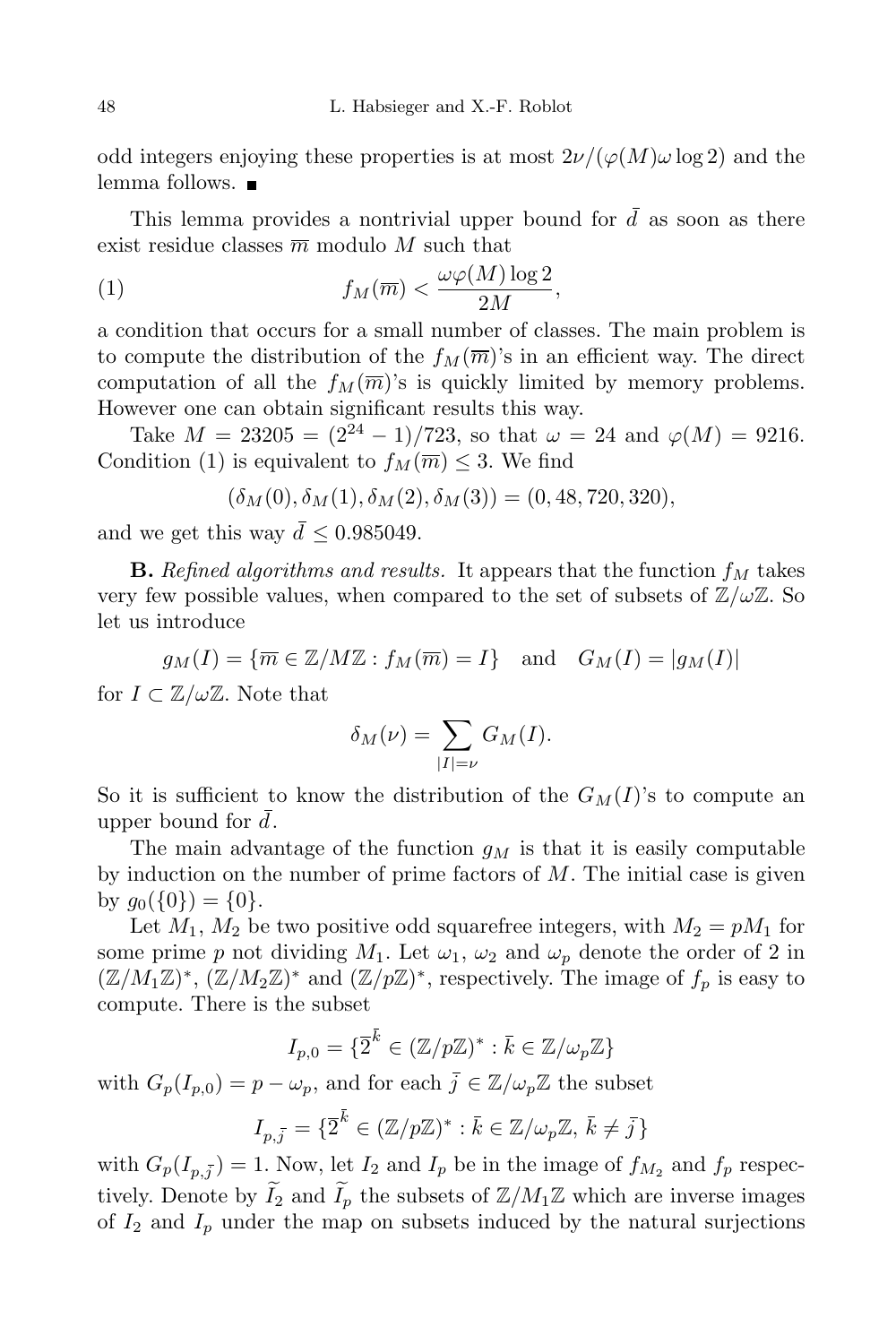odd integers enjoying these properties is at most $2\nu/(\varphi(M)\omega\log 2)$ and the lemma follows. ■

This lemma provides a nontrivial upper bound for $\bar{d}$ as soon as there exist residue classes $\overline{m}$ modulo $M$ such that

$$f_M(\overline{m}) < \frac{\omega\varphi(M)\log 2}{2M}, \tag{1}$$

a condition that occurs for a small number of classes. The main problem is to compute the distribution of the $f_M(\overline{m})$'s in an efficient way. The direct computation of all the $f_M(\overline{m})$'s is quickly limited by memory problems. However one can obtain significant results this way.

Take $M = 23205 = (2^{24}-1)/723$, so that $\omega = 24$ and $\varphi(M) = 9216$. Condition (1) is equivalent to $f_M(\overline{m}) \le 3$. We find

$$(\delta_M(0), \delta_M(1), \delta_M(2), \delta_M(3)) = (0, 48, 720, 320),$$

and we get this way $\bar{d} \le 0.985049$.

**B.** *Refined algorithms and results.* It appears that the function $f_M$ takes very few possible values, when compared to the set of subsets of $\mathbb{Z}/\omega\mathbb{Z}$. So let us introduce

$$g_M(I) = \{\overline{m} \in \mathbb{Z}/M\mathbb{Z} : f_M(\overline{m}) = I\} \quad \text{and} \quad G_M(I) = |g_M(I)|$$

for $I \subset \mathbb{Z}/\omega\mathbb{Z}$. Note that

$$\delta_M(\nu) = \sum_{|I|=\nu} G_M(I).$$

So it is sufficient to know the distribution of the $G_M(I)$'s to compute an upper bound for $\bar{d}$.

The main advantage of the function $g_M$ is that it is easily computable by induction on the number of prime factors of $M$. The initial case is given by $g_0(\{0\}) = \{0\}$.

Let $M_1$, $M_2$ be two positive odd squarefree integers, with $M_2 = pM_1$ for some prime $p$ not dividing $M_1$. Let $\omega_1$, $\omega_2$ and $\omega_p$ denote the order of 2 in $(\mathbb{Z}/M_1\mathbb{Z})^*$, $(\mathbb{Z}/M_2\mathbb{Z})^*$ and $(\mathbb{Z}/p\mathbb{Z})^*$, respectively. The image of $f_p$ is easy to compute. There is the subset

$$I_{p,0} = \{\overline{2}^{\bar{k}} \in (\mathbb{Z}/p\mathbb{Z})^* : \bar{k} \in \mathbb{Z}/\omega_p\mathbb{Z}\}$$

with $G_p(I_{p,0}) = p - \omega_p$, and for each $\bar{j} \in \mathbb{Z}/\omega_p\mathbb{Z}$ the subset

$$I_{p,\bar{j}} = \{\overline{2}^{\bar{k}} \in (\mathbb{Z}/p\mathbb{Z})^* : \bar{k} \in \mathbb{Z}/\omega_p\mathbb{Z},\ \bar{k} \ne \bar{j}\}$$

with $G_p(I_{p,\bar{j}}) = 1$. Now, let $I_2$ and $I_p$ be in the image of $f_{M_2}$ and $f_p$ respectively. Denote by $\widetilde{I}_2$ and $\widetilde{I}_p$ the subsets of $\mathbb{Z}/M_1\mathbb{Z}$ which are inverse images of $I_2$ and $I_p$ under the map on subsets induced by the natural surjections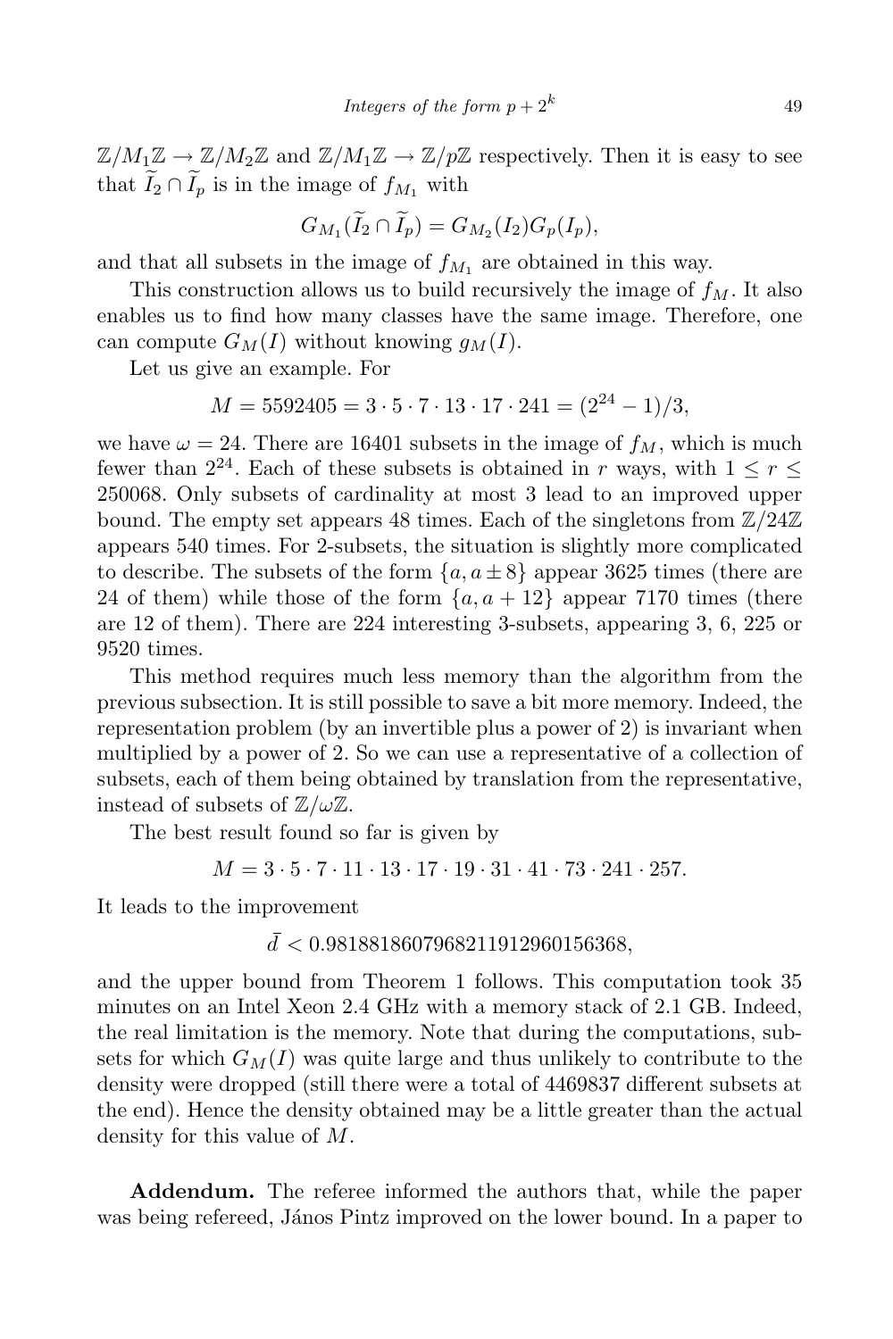$\mathbb{Z}/M_1\mathbb{Z} \to \mathbb{Z}/M_2\mathbb{Z}$ and $\mathbb{Z}/M_1\mathbb{Z} \to \mathbb{Z}/p\mathbb{Z}$ respectively. Then it is easy to see that $\widetilde{I}_2 \cap \widetilde{I}_p$ is in the image of $f_{M_1}$ with

$$G_{M_1}(\widetilde{I}_2 \cap \widetilde{I}_p) = G_{M_2}(I_2)G_p(I_p),$$

and that all subsets in the image of $f_{M_1}$ are obtained in this way.

This construction allows us to build recursively the image of $f_M$. It also enables us to find how many classes have the same image. Therefore, one can compute $G_M(I)$ without knowing $g_M(I)$.

Let us give an example. For

$$M = 5592405 = 3 \cdot 5 \cdot 7 \cdot 13 \cdot 17 \cdot 241 = (2^{24} - 1)/3,$$

we have $\omega = 24$. There are 16401 subsets in the image of $f_M$, which is much fewer than $2^{24}$. Each of these subsets is obtained in $r$ ways, with $1 \le r \le 250068$. Only subsets of cardinality at most 3 lead to an improved upper bound. The empty set appears 48 times. Each of the singletons from $\mathbb{Z}/24\mathbb{Z}$ appears 540 times. For 2-subsets, the situation is slightly more complicated to describe. The subsets of the form $\{a, a \pm 8\}$ appear 3625 times (there are 24 of them) while those of the form $\{a, a + 12\}$ appear 7170 times (there are 12 of them). There are 224 interesting 3-subsets, appearing 3, 6, 225 or 9520 times.

This method requires much less memory than the algorithm from the previous subsection. It is still possible to save a bit more memory. Indeed, the representation problem (by an invertible plus a power of 2) is invariant when multiplied by a power of 2. So we can use a representative of a collection of subsets, each of them being obtained by translation from the representative, instead of subsets of $\mathbb{Z}/\omega\mathbb{Z}$.

The best result found so far is given by

$$M = 3 \cdot 5 \cdot 7 \cdot 11 \cdot 13 \cdot 17 \cdot 19 \cdot 31 \cdot 41 \cdot 73 \cdot 241 \cdot 257.$$

It leads to the improvement

$$\bar{d} < 0.9818818607968211912960156368,$$

and the upper bound from Theorem 1 follows. This computation took 35 minutes on an Intel Xeon 2.4 GHz with a memory stack of 2.1 GB. Indeed, the real limitation is the memory. Note that during the computations, subsets for which $G_M(I)$ was quite large and thus unlikely to contribute to the density were dropped (still there were a total of 4469837 different subsets at the end). Hence the density obtained may be a little greater than the actual density for this value of $M$.

**Addendum.** The referee informed the authors that, while the paper was being refereed, János Pintz improved on the lower bound. In a paper to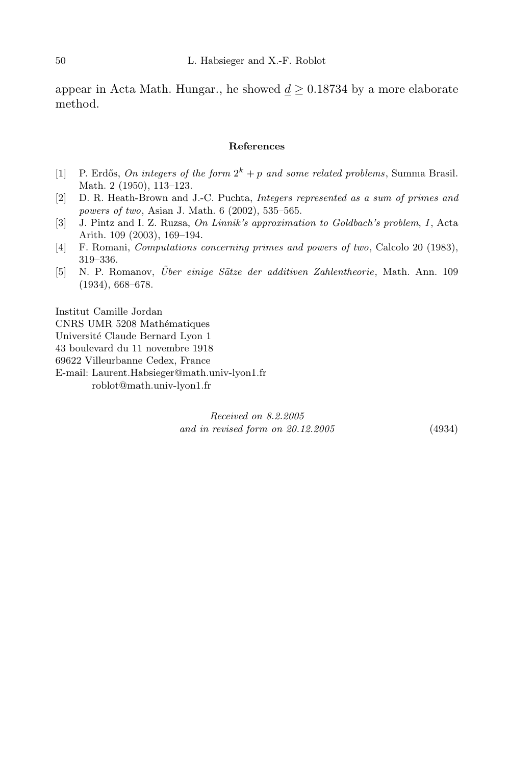appear in Acta Math. Hungar., he showed $\underline{d} \geq 0.18734$ by a more elaborate method.

## References

[1] P. Erdős, *On integers of the form $2^k + p$ and some related problems*, Summa Brasil. Math. 2 (1950), 113–123.

[2] D. R. Heath-Brown and J.-C. Puchta, *Integers represented as a sum of primes and powers of two*, Asian J. Math. 6 (2002), 535–565.

[3] J. Pintz and I. Z. Ruzsa, *On Linnik's approximation to Goldbach's problem, I*, Acta Arith. 109 (2003), 169–194.

[4] F. Romani, *Computations concerning primes and powers of two*, Calcolo 20 (1983), 319–336.

[5] N. P. Romanov, *Über einige Sätze der additiven Zahlentheorie*, Math. Ann. 109 (1934), 668–678.

Institut Camille Jordan
CNRS UMR 5208 Mathématiques
Université Claude Bernard Lyon 1
43 boulevard du 11 novembre 1918
69622 Villeurbanne Cedex, France
E-mail: Laurent.Habsieger@math.univ-lyon1.fr
roblot@math.univ-lyon1.fr

*Received on 8.2.2005*
*and in revised form on 20.12.2005* (4934)